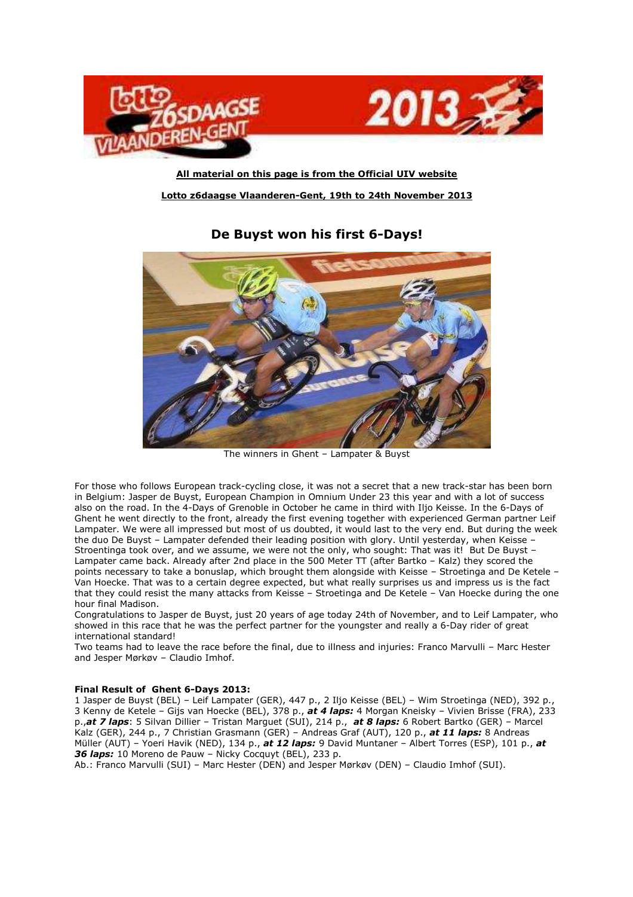**All material on this page is from the Official UIV website**

**Lotto z6daagse Vlaanderen-Gent, 19th to 24th November 2013**

# De Buyst won his first 6-Days!

The winners in Ghent – Lampater & Buyst

For those who follows European track-cycling close, it was not a secret that a new track-star has been born in Belgium: Jasper de Buyst, European Champion in Omnium Under 23 this year and with a lot of success also on the road. In the 4-Days of Grenoble in October he came in third with Iljo Keisse. In the 6-Days of Ghent he went directly to the front, already the first evening together with experienced German partner Leif Lampater. We were all impressed but most of us doubted, it would last to the very end. But during the week the duo De Buyst – Lampater defended their leading position with glory. Until yesterday, when Keisse – Stroentinga took over, and we assume, we were not the only, who sought: That was it! But De Buyst – Lampater came back. Already after 2nd place in the 500 Meter TT (after Bartko – Kalz) they scored the points necessary to take a bonuslap, which brought them alongside with Keisse – Stroetinga and De Ketele – Van Hoecke. That was to a certain degree expected, but what really surprises us and impress us is the fact that they could resist the many attacks from Keisse – Stroetinga and De Ketele – Van Hoecke during the one hour final Madison.

Congratulations to Jasper de Buyst, just 20 years of age today 24th of November, and to Leif Lampater, who showed in this race that he was the perfect partner for the youngster and really a 6-Day rider of great international standard!

Two teams had to leave the race before the final, due to illness and injuries: Franco Marvulli – Marc Hester and Jesper Mørkøv – Claudio Imhof.

**Final Result of Ghent 6-Days 2013:**

1 Jasper de Buyst (BEL) – Leif Lampater (GER), 447 p., 2 Iljo Keisse (BEL) – Wim Stroetinga (NED), 392 p., 3 Kenny de Ketele – Gijs van Hoecke (BEL), 378 p., ***at 4 laps:*** 4 Morgan Kneisky – Vivien Brisse (FRA), 233 p.,***at 7 laps***: 5 Silvan Dillier – Tristan Marguet (SUI), 214 p., ***at 8 laps:*** 6 Robert Bartko (GER) – Marcel Kalz (GER), 244 p., 7 Christian Grasmann (GER) – Andreas Graf (AUT), 120 p., ***at 11 laps:*** 8 Andreas Müller (AUT) – Yoeri Havik (NED), 134 p., ***at 12 laps:*** 9 David Muntaner – Albert Torres (ESP), 101 p., ***at 36 laps:*** 10 Moreno de Pauw – Nicky Cocquyt (BEL), 233 p.

Ab.: Franco Marvulli (SUI) – Marc Hester (DEN) and Jesper Mørkøv (DEN) – Claudio Imhof (SUI).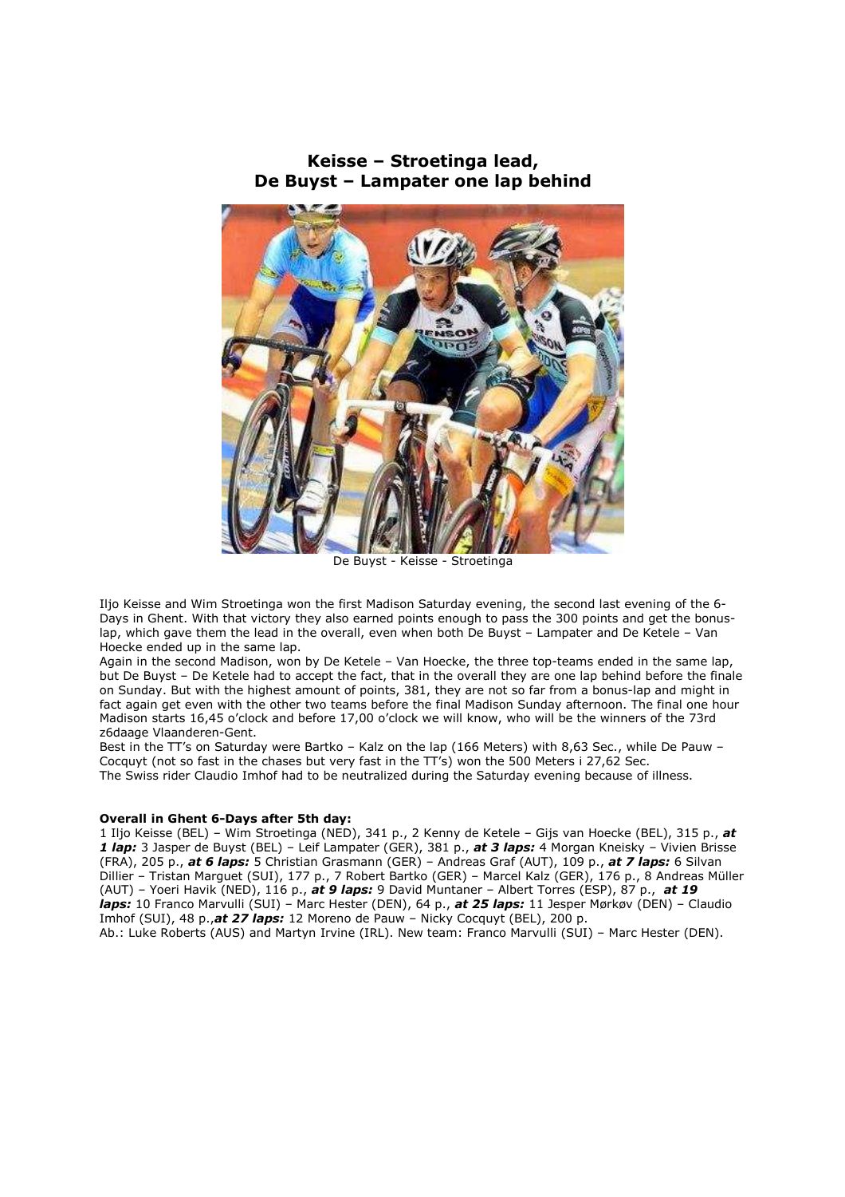**Keisse – Stroetinga lead, De Buyst – Lampater one lap behind**

De Buyst - Keisse - Stroetinga

Iljo Keisse and Wim Stroetinga won the first Madison Saturday evening, the second last evening of the 6-Days in Ghent. With that victory they also earned points enough to pass the 300 points and get the bonus-lap, which gave them the lead in the overall, even when both De Buyst – Lampater and De Ketele – Van Hoecke ended up in the same lap.

Again in the second Madison, won by De Ketele – Van Hoecke, the three top-teams ended in the same lap, but De Buyst – De Ketele had to accept the fact, that in the overall they are one lap behind before the finale on Sunday. But with the highest amount of points, 381, they are not so far from a bonus-lap and might in fact again get even with the other two teams before the final Madison Sunday afternoon. The final one hour Madison starts 16,45 o'clock and before 17,00 o'clock we will know, who will be the winners of the 73rd z6daage Vlaanderen-Gent.

Best in the TT's on Saturday were Bartko – Kalz on the lap (166 Meters) with 8,63 Sec., while De Pauw – Cocquyt (not so fast in the chases but very fast in the TT's) won the 500 Meters i 27,62 Sec.

The Swiss rider Claudio Imhof had to be neutralized during the Saturday evening because of illness.

**Overall in Ghent 6-Days after 5th day:**

1 Iljo Keisse (BEL) – Wim Stroetinga (NED), 341 p., 2 Kenny de Ketele – Gijs van Hoecke (BEL), 315 p., ***at 1 lap:*** 3 Jasper de Buyst (BEL) – Leif Lampater (GER), 381 p., ***at 3 laps:*** 4 Morgan Kneisky – Vivien Brisse (FRA), 205 p., ***at 6 laps:*** 5 Christian Grasmann (GER) – Andreas Graf (AUT), 109 p., ***at 7 laps:*** 6 Silvan Dillier – Tristan Marguet (SUI), 177 p., 7 Robert Bartko (GER) – Marcel Kalz (GER), 176 p., 8 Andreas Müller (AUT) – Yoeri Havik (NED), 116 p., ***at 9 laps:*** 9 David Muntaner – Albert Torres (ESP), 87 p., ***at 19 laps:*** 10 Franco Marvulli (SUI) – Marc Hester (DEN), 64 p., ***at 25 laps:*** 11 Jesper Mørkøv (DEN) – Claudio Imhof (SUI), 48 p.,***at 27 laps:*** 12 Moreno de Pauw – Nicky Cocquyt (BEL), 200 p.

Ab.: Luke Roberts (AUS) and Martyn Irvine (IRL). New team: Franco Marvulli (SUI) – Marc Hester (DEN).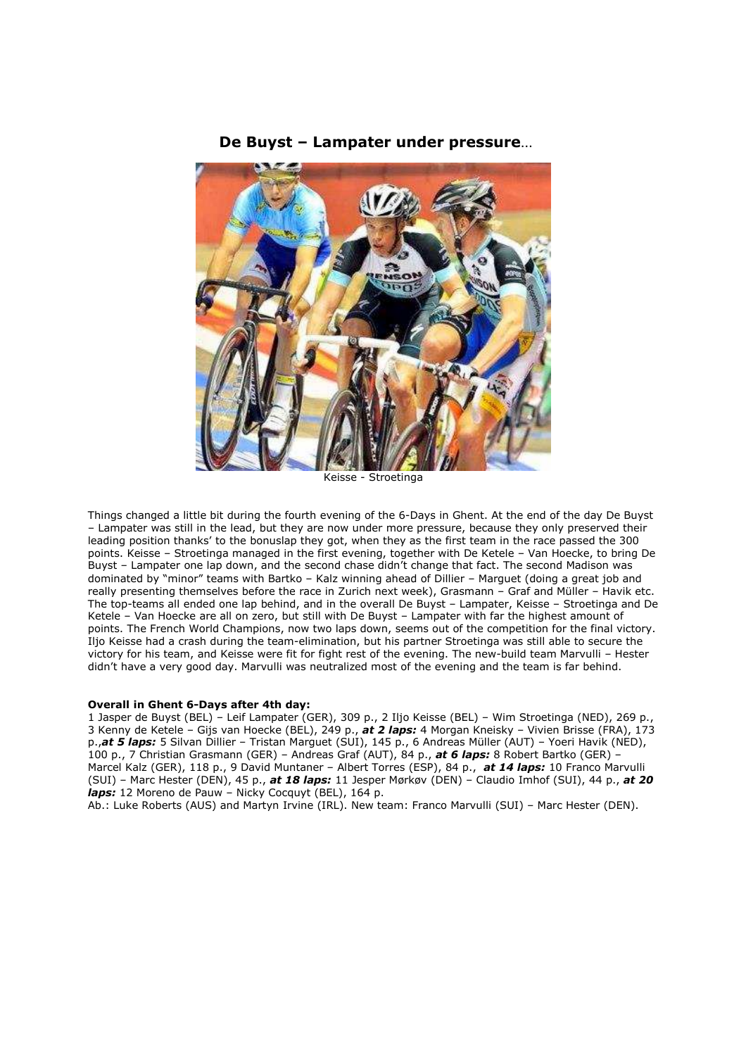## **De Buyst – Lampater under pressure**...

Keisse - Stroetinga

Things changed a little bit during the fourth evening of the 6-Days in Ghent. At the end of the day De Buyst – Lampater was still in the lead, but they are now under more pressure, because they only preserved their leading position thanks' to the bonuslap they got, when they as the first team in the race passed the 300 points. Keisse – Stroetinga managed in the first evening, together with De Ketele – Van Hoecke, to bring De Buyst – Lampater one lap down, and the second chase didn't change that fact. The second Madison was dominated by "minor" teams with Bartko – Kalz winning ahead of Dillier – Marguet (doing a great job and really presenting themselves before the race in Zurich next week), Grasmann – Graf and Müller – Havik etc. The top-teams all ended one lap behind, and in the overall De Buyst – Lampater, Keisse – Stroetinga and De Ketele – Van Hoecke are all on zero, but still with De Buyst – Lampater with far the highest amount of points. The French World Champions, now two laps down, seems out of the competition for the final victory. Iljo Keisse had a crash during the team-elimination, but his partner Stroetinga was still able to secure the victory for his team, and Keisse were fit for fight rest of the evening. The new-build team Marvulli – Hester didn't have a very good day. Marvulli was neutralized most of the evening and the team is far behind.

**Overall in Ghent 6-Days after 4th day:**

1 Jasper de Buyst (BEL) – Leif Lampater (GER), 309 p., 2 Iljo Keisse (BEL) – Wim Stroetinga (NED), 269 p., 3 Kenny de Ketele – Gijs van Hoecke (BEL), 249 p., ***at 2 laps:*** 4 Morgan Kneisky – Vivien Brisse (FRA), 173 p.,***at 5 laps:*** 5 Silvan Dillier – Tristan Marguet (SUI), 145 p., 6 Andreas Müller (AUT) – Yoeri Havik (NED), 100 p., 7 Christian Grasmann (GER) – Andreas Graf (AUT), 84 p., ***at 6 laps:*** 8 Robert Bartko (GER) – Marcel Kalz (GER), 118 p., 9 David Muntaner – Albert Torres (ESP), 84 p., ***at 14 laps:*** 10 Franco Marvulli (SUI) – Marc Hester (DEN), 45 p., ***at 18 laps:*** 11 Jesper Mørkøv (DEN) – Claudio Imhof (SUI), 44 p., ***at 20 laps:*** 12 Moreno de Pauw – Nicky Cocquyt (BEL), 164 p.

Ab.: Luke Roberts (AUS) and Martyn Irvine (IRL). New team: Franco Marvulli (SUI) – Marc Hester (DEN).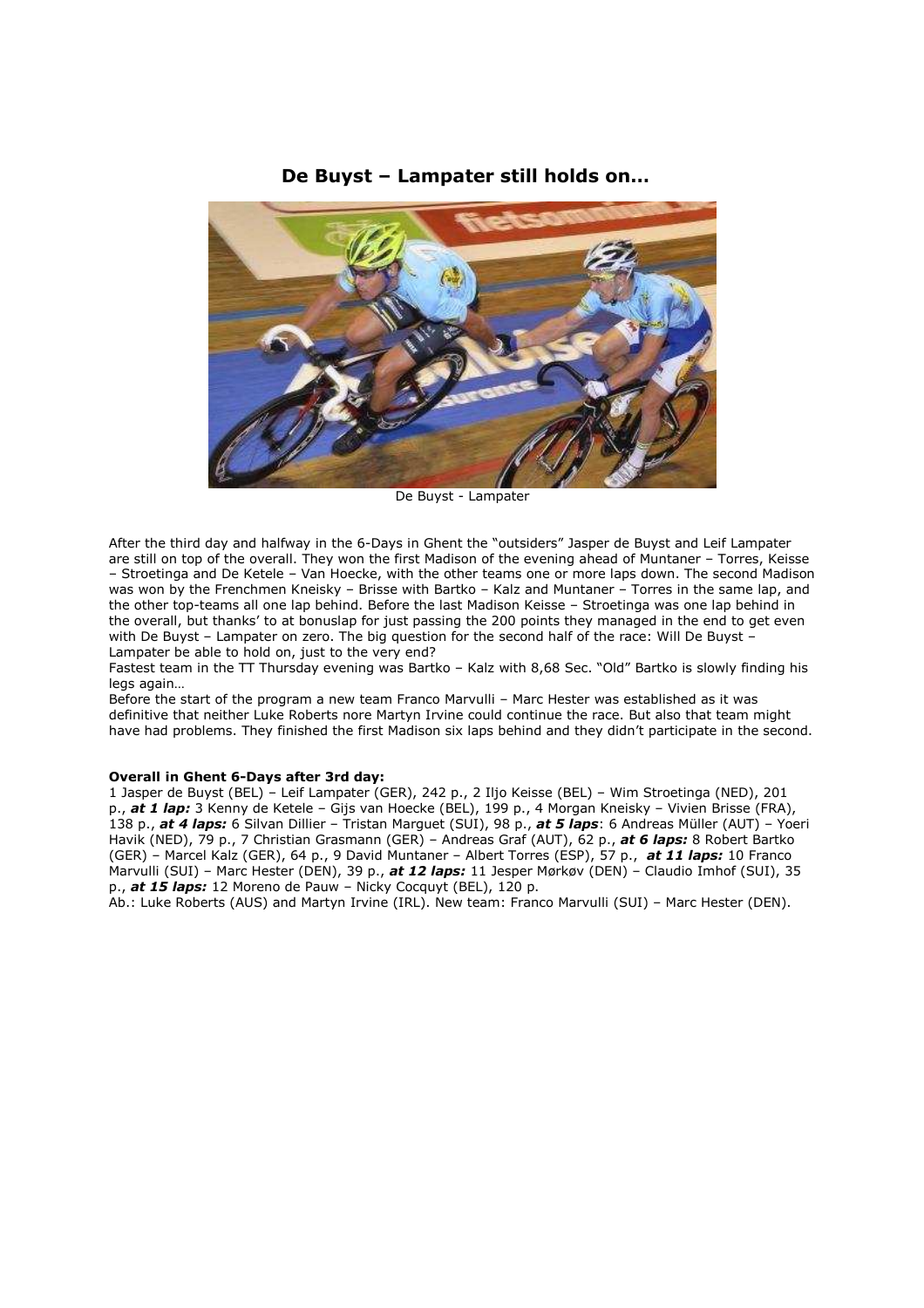## De Buyst – Lampater still holds on…

De Buyst - Lampater

After the third day and halfway in the 6-Days in Ghent the "outsiders" Jasper de Buyst and Leif Lampater are still on top of the overall. They won the first Madison of the evening ahead of Muntaner – Torres, Keisse – Stroetinga and De Ketele – Van Hoecke, with the other teams one or more laps down. The second Madison was won by the Frenchmen Kneisky – Brisse with Bartko – Kalz and Muntaner – Torres in the same lap, and the other top-teams all one lap behind. Before the last Madison Keisse – Stroetinga was one lap behind in the overall, but thanks' to at bonuslap for just passing the 200 points they managed in the end to get even with De Buyst – Lampater on zero. The big question for the second half of the race: Will De Buyst – Lampater be able to hold on, just to the very end?

Fastest team in the TT Thursday evening was Bartko – Kalz with 8,68 Sec. "Old" Bartko is slowly finding his legs again…

Before the start of the program a new team Franco Marvulli – Marc Hester was established as it was definitive that neither Luke Roberts nore Martyn Irvine could continue the race. But also that team might have had problems. They finished the first Madison six laps behind and they didn't participate in the second.

**Overall in Ghent 6-Days after 3rd day:**

1 Jasper de Buyst (BEL) – Leif Lampater (GER), 242 p., 2 Iljo Keisse (BEL) – Wim Stroetinga (NED), 201 p., ***at 1 lap:*** 3 Kenny de Ketele – Gijs van Hoecke (BEL), 199 p., 4 Morgan Kneisky – Vivien Brisse (FRA), 138 p., ***at 4 laps:*** 6 Silvan Dillier – Tristan Marguet (SUI), 98 p., ***at 5 laps***: 6 Andreas Müller (AUT) – Yoeri Havik (NED), 79 p., 7 Christian Grasmann (GER) – Andreas Graf (AUT), 62 p., ***at 6 laps:*** 8 Robert Bartko (GER) – Marcel Kalz (GER), 64 p., 9 David Muntaner – Albert Torres (ESP), 57 p., ***at 11 laps:*** 10 Franco Marvulli (SUI) – Marc Hester (DEN), 39 p., ***at 12 laps:*** 11 Jesper Mørkøv (DEN) – Claudio Imhof (SUI), 35 p., ***at 15 laps:*** 12 Moreno de Pauw – Nicky Cocquyt (BEL), 120 p.

Ab.: Luke Roberts (AUS) and Martyn Irvine (IRL). New team: Franco Marvulli (SUI) – Marc Hester (DEN).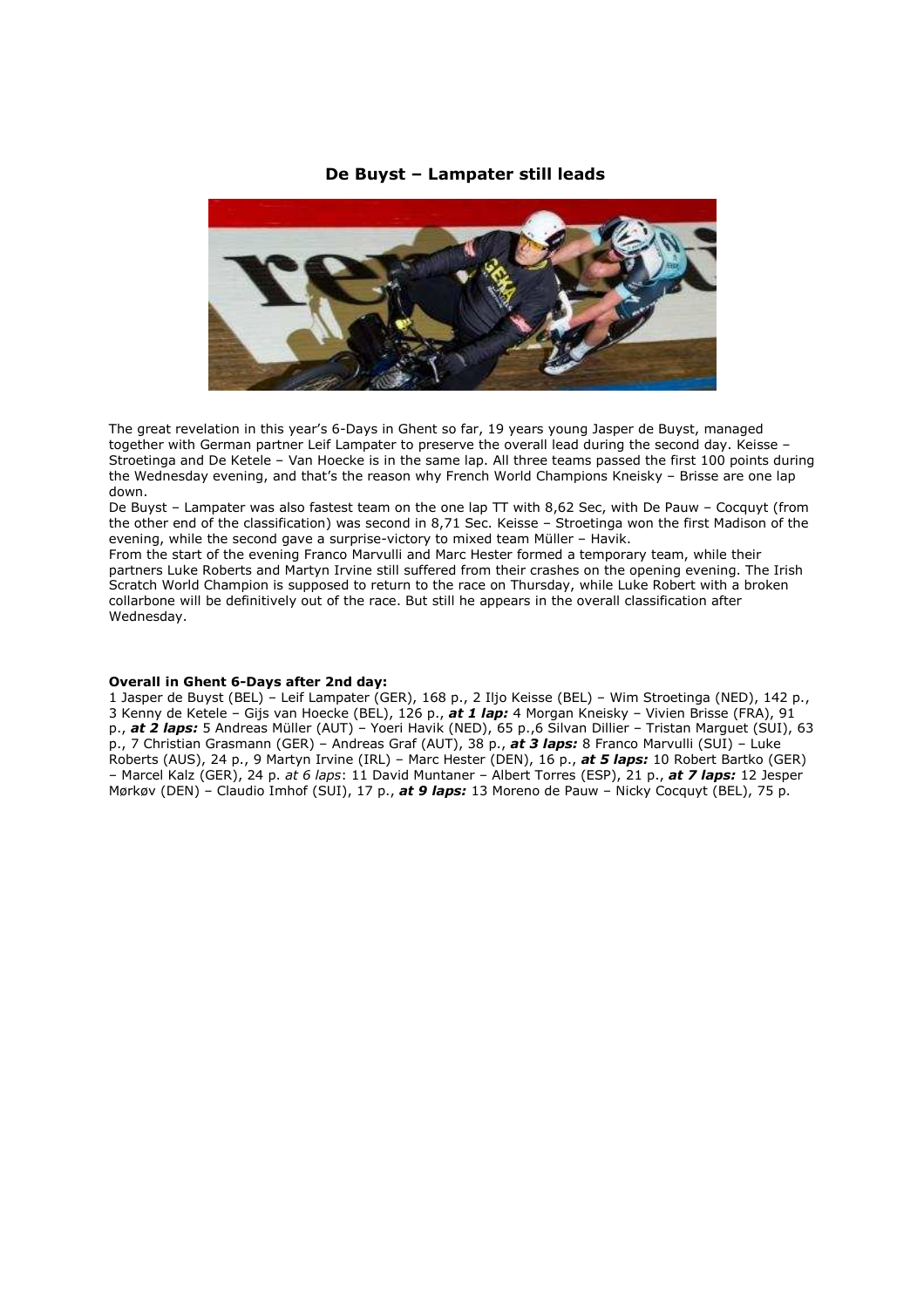### De Buyst – Lampater still leads

The great revelation in this year's 6-Days in Ghent so far, 19 years young Jasper de Buyst, managed together with German partner Leif Lampater to preserve the overall lead during the second day. Keisse – Stroetinga and De Ketele – Van Hoecke is in the same lap. All three teams passed the first 100 points during the Wednesday evening, and that's the reason why French World Champions Kneisky – Brisse are one lap down.

De Buyst – Lampater was also fastest team on the one lap TT with 8,62 Sec, with De Pauw – Cocquyt (from the other end of the classification) was second in 8,71 Sec. Keisse – Stroetinga won the first Madison of the evening, while the second gave a surprise-victory to mixed team Müller – Havik.

From the start of the evening Franco Marvulli and Marc Hester formed a temporary team, while their partners Luke Roberts and Martyn Irvine still suffered from their crashes on the opening evening. The Irish Scratch World Champion is supposed to return to the race on Thursday, while Luke Robert with a broken collarbone will be definitively out of the race. But still he appears in the overall classification after Wednesday.

**Overall in Ghent 6-Days after 2nd day:**

1 Jasper de Buyst (BEL) – Leif Lampater (GER), 168 p., 2 Iljo Keisse (BEL) – Wim Stroetinga (NED), 142 p., 3 Kenny de Ketele – Gijs van Hoecke (BEL), 126 p., ***at 1 lap:*** 4 Morgan Kneisky – Vivien Brisse (FRA), 91 p., ***at 2 laps:*** 5 Andreas Müller (AUT) – Yoeri Havik (NED), 65 p.,6 Silvan Dillier – Tristan Marguet (SUI), 63 p., 7 Christian Grasmann (GER) – Andreas Graf (AUT), 38 p., ***at 3 laps:*** 8 Franco Marvulli (SUI) – Luke Roberts (AUS), 24 p., 9 Martyn Irvine (IRL) – Marc Hester (DEN), 16 p., ***at 5 laps:*** 10 Robert Bartko (GER) – Marcel Kalz (GER), 24 p. *at 6 laps*: 11 David Muntaner – Albert Torres (ESP), 21 p., ***at 7 laps:*** 12 Jesper Mørkøv (DEN) – Claudio Imhof (SUI), 17 p., ***at 9 laps:*** 13 Moreno de Pauw – Nicky Cocquyt (BEL), 75 p.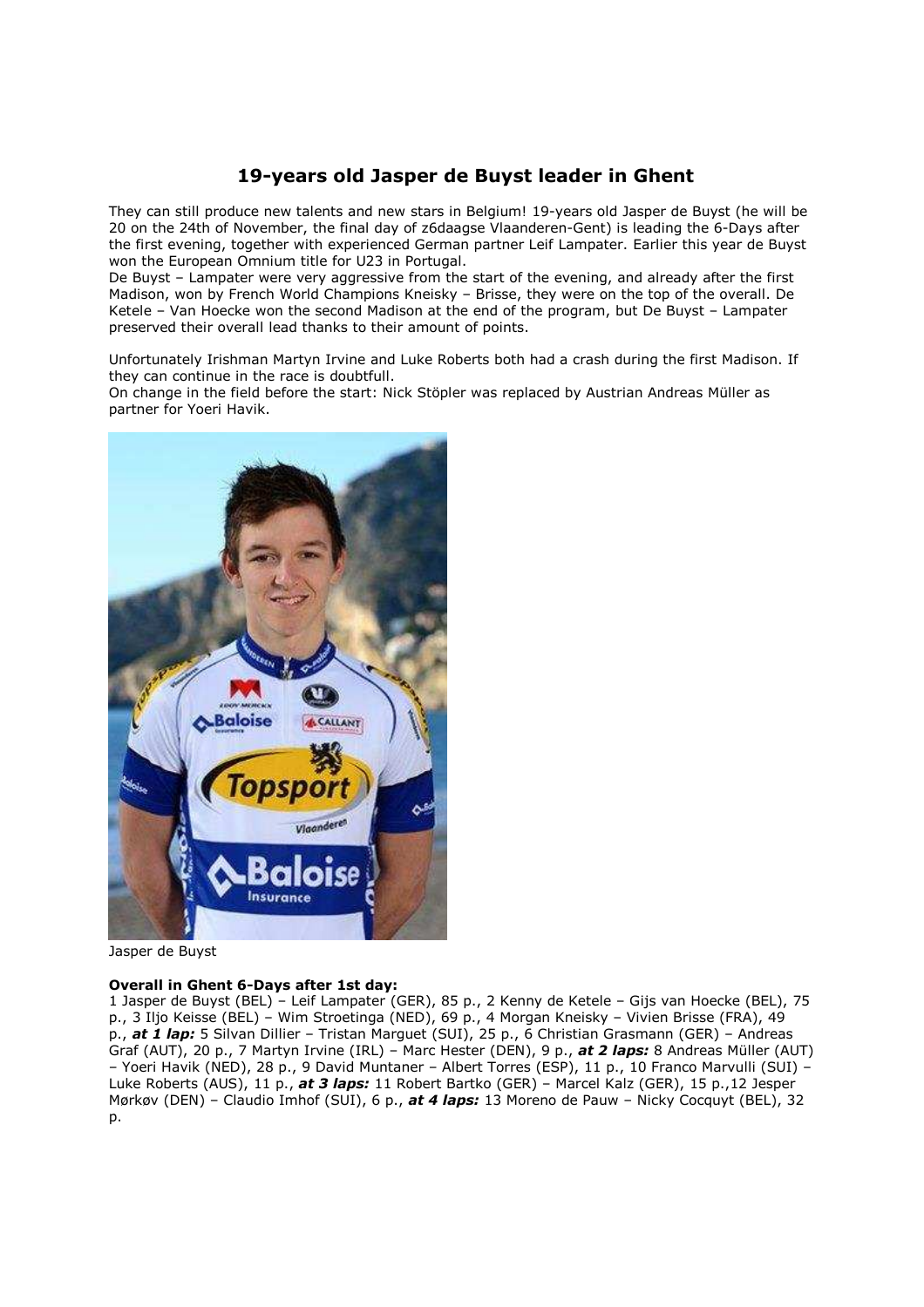## 19-years old Jasper de Buyst leader in Ghent

They can still produce new talents and new stars in Belgium! 19-years old Jasper de Buyst (he will be 20 on the 24th of November, the final day of z6daagse Vlaanderen-Gent) is leading the 6-Days after the first evening, together with experienced German partner Leif Lampater. Earlier this year de Buyst won the European Omnium title for U23 in Portugal.
De Buyst – Lampater were very aggressive from the start of the evening, and already after the first Madison, won by French World Champions Kneisky – Brisse, they were on the top of the overall. De Ketele – Van Hoecke won the second Madison at the end of the program, but De Buyst – Lampater preserved their overall lead thanks to their amount of points.

Unfortunately Irishman Martyn Irvine and Luke Roberts both had a crash during the first Madison. If they can continue in the race is doubtfull.
On change in the field before the start: Nick Stöpler was replaced by Austrian Andreas Müller as partner for Yoeri Havik.

Jasper de Buyst

**Overall in Ghent 6-Days after 1st day:**
1 Jasper de Buyst (BEL) – Leif Lampater (GER), 85 p., 2 Kenny de Ketele – Gijs van Hoecke (BEL), 75 p., 3 Iljo Keisse (BEL) – Wim Stroetinga (NED), 69 p., 4 Morgan Kneisky – Vivien Brisse (FRA), 49 p., ***at 1 lap:*** 5 Silvan Dillier – Tristan Marguet (SUI), 25 p., 6 Christian Grasmann (GER) – Andreas Graf (AUT), 20 p., 7 Martyn Irvine (IRL) – Marc Hester (DEN), 9 p., ***at 2 laps:*** 8 Andreas Müller (AUT) – Yoeri Havik (NED), 28 p., 9 David Muntaner – Albert Torres (ESP), 11 p., 10 Franco Marvulli (SUI) – Luke Roberts (AUS), 11 p., ***at 3 laps:*** 11 Robert Bartko (GER) – Marcel Kalz (GER), 15 p.,12 Jesper Mørkøv (DEN) – Claudio Imhof (SUI), 6 p., ***at 4 laps:*** 13 Moreno de Pauw – Nicky Cocquyt (BEL), 32 p.